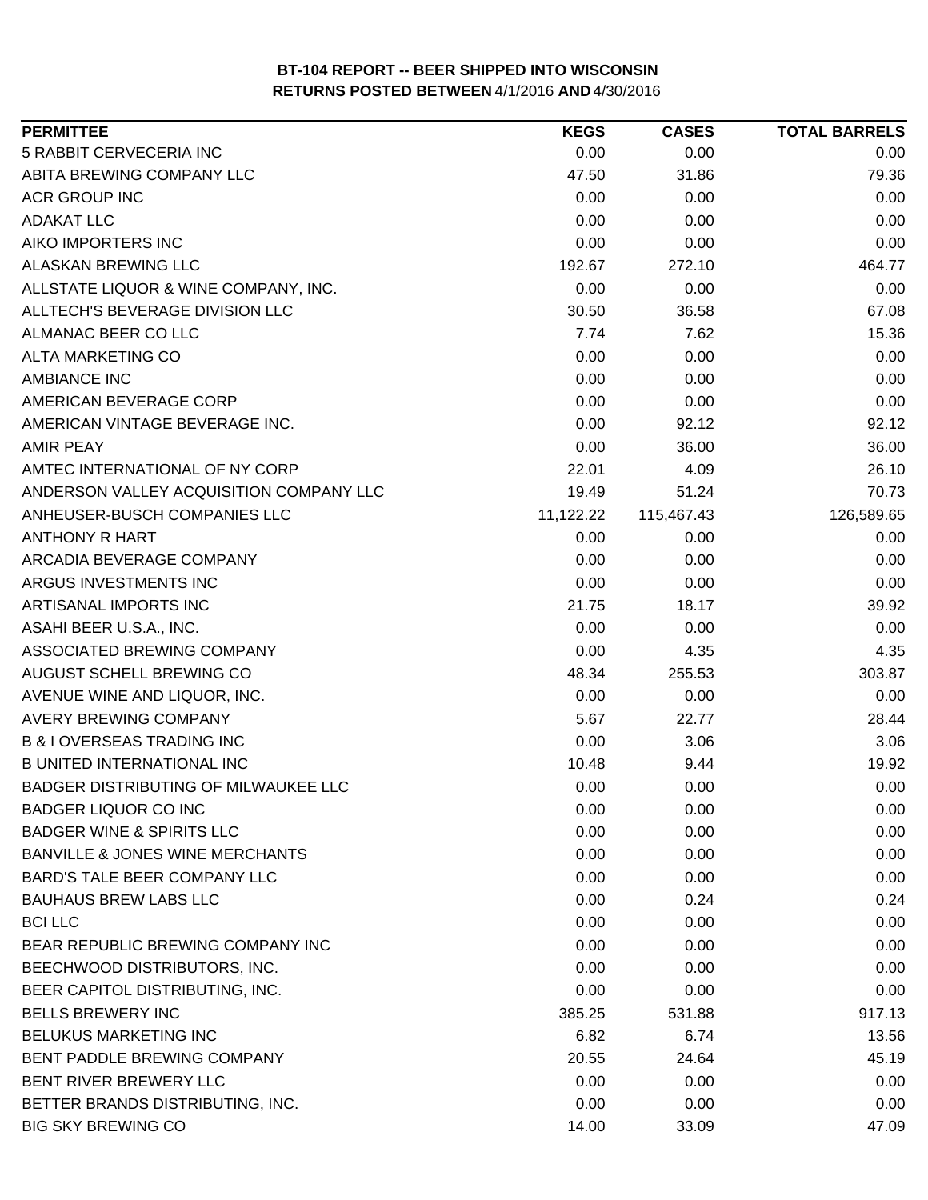# BT-104 REPORT -- BEER SHIPPED INTO WISCONSIN

**RETURNS POSTED BETWEEN** 4/1/2016 **AND** 4/30/2016

| PERMITTEE | KEGS | CASES | TOTAL BARRELS |
|---|---|---|---|
| 5 RABBIT CERVECERIA INC | 0.00 | 0.00 | 0.00 |
| ABITA BREWING COMPANY LLC | 47.50 | 31.86 | 79.36 |
| ACR GROUP INC | 0.00 | 0.00 | 0.00 |
| ADAKAT LLC | 0.00 | 0.00 | 0.00 |
| AIKO IMPORTERS INC | 0.00 | 0.00 | 0.00 |
| ALASKAN BREWING LLC | 192.67 | 272.10 | 464.77 |
| ALLSTATE LIQUOR & WINE COMPANY, INC. | 0.00 | 0.00 | 0.00 |
| ALLTECH'S BEVERAGE DIVISION LLC | 30.50 | 36.58 | 67.08 |
| ALMANAC BEER CO LLC | 7.74 | 7.62 | 15.36 |
| ALTA MARKETING CO | 0.00 | 0.00 | 0.00 |
| AMBIANCE INC | 0.00 | 0.00 | 0.00 |
| AMERICAN BEVERAGE CORP | 0.00 | 0.00 | 0.00 |
| AMERICAN VINTAGE BEVERAGE INC. | 0.00 | 92.12 | 92.12 |
| AMIR PEAY | 0.00 | 36.00 | 36.00 |
| AMTEC INTERNATIONAL OF NY CORP | 22.01 | 4.09 | 26.10 |
| ANDERSON VALLEY ACQUISITION COMPANY LLC | 19.49 | 51.24 | 70.73 |
| ANHEUSER-BUSCH COMPANIES LLC | 11,122.22 | 115,467.43 | 126,589.65 |
| ANTHONY R HART | 0.00 | 0.00 | 0.00 |
| ARCADIA BEVERAGE COMPANY | 0.00 | 0.00 | 0.00 |
| ARGUS INVESTMENTS INC | 0.00 | 0.00 | 0.00 |
| ARTISANAL IMPORTS INC | 21.75 | 18.17 | 39.92 |
| ASAHI BEER U.S.A., INC. | 0.00 | 0.00 | 0.00 |
| ASSOCIATED BREWING COMPANY | 0.00 | 4.35 | 4.35 |
| AUGUST SCHELL BREWING CO | 48.34 | 255.53 | 303.87 |
| AVENUE WINE AND LIQUOR, INC. | 0.00 | 0.00 | 0.00 |
| AVERY BREWING COMPANY | 5.67 | 22.77 | 28.44 |
| B & I OVERSEAS TRADING INC | 0.00 | 3.06 | 3.06 |
| B UNITED INTERNATIONAL INC | 10.48 | 9.44 | 19.92 |
| BADGER DISTRIBUTING OF MILWAUKEE LLC | 0.00 | 0.00 | 0.00 |
| BADGER LIQUOR CO INC | 0.00 | 0.00 | 0.00 |
| BADGER WINE & SPIRITS LLC | 0.00 | 0.00 | 0.00 |
| BANVILLE & JONES WINE MERCHANTS | 0.00 | 0.00 | 0.00 |
| BARD'S TALE BEER COMPANY LLC | 0.00 | 0.00 | 0.00 |
| BAUHAUS BREW LABS LLC | 0.00 | 0.24 | 0.24 |
| BCI LLC | 0.00 | 0.00 | 0.00 |
| BEAR REPUBLIC BREWING COMPANY INC | 0.00 | 0.00 | 0.00 |
| BEECHWOOD DISTRIBUTORS, INC. | 0.00 | 0.00 | 0.00 |
| BEER CAPITOL DISTRIBUTING, INC. | 0.00 | 0.00 | 0.00 |
| BELLS BREWERY INC | 385.25 | 531.88 | 917.13 |
| BELUKUS MARKETING INC | 6.82 | 6.74 | 13.56 |
| BENT PADDLE BREWING COMPANY | 20.55 | 24.64 | 45.19 |
| BENT RIVER BREWERY LLC | 0.00 | 0.00 | 0.00 |
| BETTER BRANDS DISTRIBUTING, INC. | 0.00 | 0.00 | 0.00 |
| BIG SKY BREWING CO | 14.00 | 33.09 | 47.09 |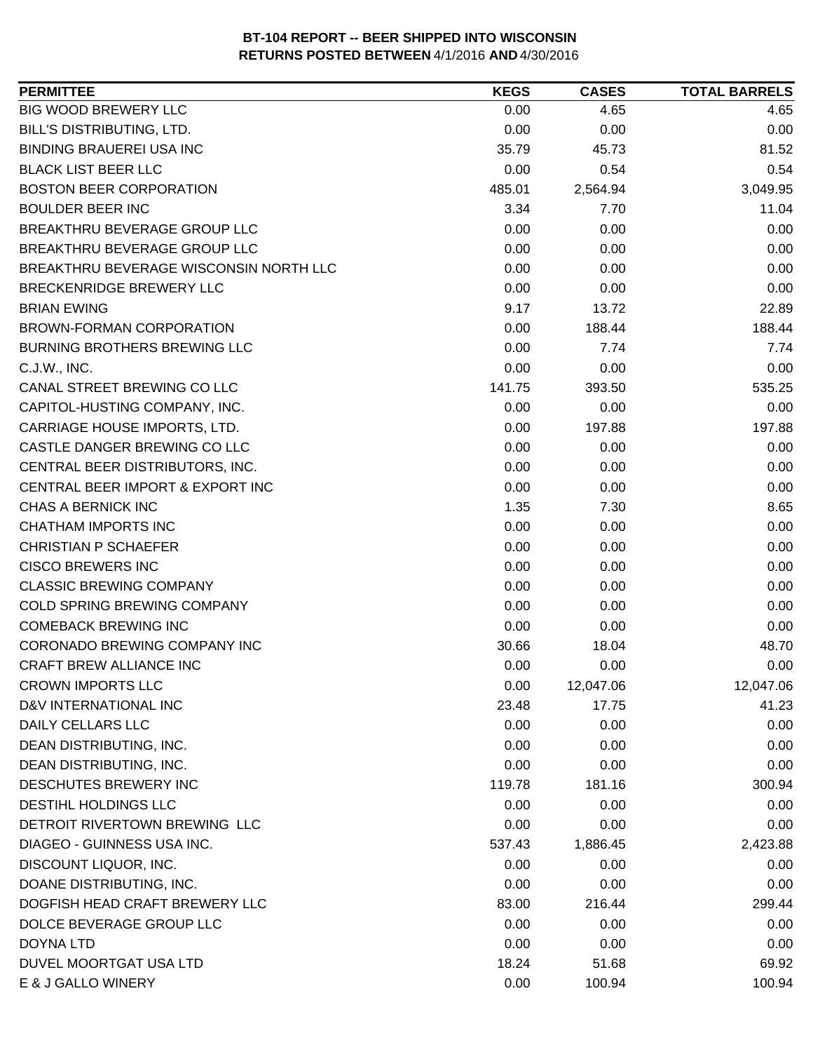**BT-104 REPORT -- BEER SHIPPED INTO WISCONSIN**
**RETURNS POSTED BETWEEN** 4/1/2016 **AND** 4/30/2016

| PERMITTEE | KEGS | CASES | TOTAL BARRELS |
|---|---|---|---|
| BIG WOOD BREWERY LLC | 0.00 | 4.65 | 4.65 |
| BILL'S DISTRIBUTING, LTD. | 0.00 | 0.00 | 0.00 |
| BINDING BRAUEREI USA INC | 35.79 | 45.73 | 81.52 |
| BLACK LIST BEER LLC | 0.00 | 0.54 | 0.54 |
| BOSTON BEER CORPORATION | 485.01 | 2,564.94 | 3,049.95 |
| BOULDER BEER INC | 3.34 | 7.70 | 11.04 |
| BREAKTHRU BEVERAGE GROUP LLC | 0.00 | 0.00 | 0.00 |
| BREAKTHRU BEVERAGE GROUP LLC | 0.00 | 0.00 | 0.00 |
| BREAKTHRU BEVERAGE WISCONSIN NORTH LLC | 0.00 | 0.00 | 0.00 |
| BRECKENRIDGE BREWERY LLC | 0.00 | 0.00 | 0.00 |
| BRIAN EWING | 9.17 | 13.72 | 22.89 |
| BROWN-FORMAN CORPORATION | 0.00 | 188.44 | 188.44 |
| BURNING BROTHERS BREWING LLC | 0.00 | 7.74 | 7.74 |
| C.J.W., INC. | 0.00 | 0.00 | 0.00 |
| CANAL STREET BREWING CO LLC | 141.75 | 393.50 | 535.25 |
| CAPITOL-HUSTING COMPANY, INC. | 0.00 | 0.00 | 0.00 |
| CARRIAGE HOUSE IMPORTS, LTD. | 0.00 | 197.88 | 197.88 |
| CASTLE DANGER BREWING CO LLC | 0.00 | 0.00 | 0.00 |
| CENTRAL BEER DISTRIBUTORS, INC. | 0.00 | 0.00 | 0.00 |
| CENTRAL BEER IMPORT & EXPORT INC | 0.00 | 0.00 | 0.00 |
| CHAS A BERNICK INC | 1.35 | 7.30 | 8.65 |
| CHATHAM IMPORTS INC | 0.00 | 0.00 | 0.00 |
| CHRISTIAN P SCHAEFER | 0.00 | 0.00 | 0.00 |
| CISCO BREWERS INC | 0.00 | 0.00 | 0.00 |
| CLASSIC BREWING COMPANY | 0.00 | 0.00 | 0.00 |
| COLD SPRING BREWING COMPANY | 0.00 | 0.00 | 0.00 |
| COMEBACK BREWING INC | 0.00 | 0.00 | 0.00 |
| CORONADO BREWING COMPANY INC | 30.66 | 18.04 | 48.70 |
| CRAFT BREW ALLIANCE INC | 0.00 | 0.00 | 0.00 |
| CROWN IMPORTS LLC | 0.00 | 12,047.06 | 12,047.06 |
| D&V INTERNATIONAL INC | 23.48 | 17.75 | 41.23 |
| DAILY CELLARS LLC | 0.00 | 0.00 | 0.00 |
| DEAN DISTRIBUTING, INC. | 0.00 | 0.00 | 0.00 |
| DEAN DISTRIBUTING, INC. | 0.00 | 0.00 | 0.00 |
| DESCHUTES BREWERY INC | 119.78 | 181.16 | 300.94 |
| DESTIHL HOLDINGS LLC | 0.00 | 0.00 | 0.00 |
| DETROIT RIVERTOWN BREWING LLC | 0.00 | 0.00 | 0.00 |
| DIAGEO - GUINNESS USA INC. | 537.43 | 1,886.45 | 2,423.88 |
| DISCOUNT LIQUOR, INC. | 0.00 | 0.00 | 0.00 |
| DOANE DISTRIBUTING, INC. | 0.00 | 0.00 | 0.00 |
| DOGFISH HEAD CRAFT BREWERY LLC | 83.00 | 216.44 | 299.44 |
| DOLCE BEVERAGE GROUP LLC | 0.00 | 0.00 | 0.00 |
| DOYNA LTD | 0.00 | 0.00 | 0.00 |
| DUVEL MOORTGAT USA LTD | 18.24 | 51.68 | 69.92 |
| E & J GALLO WINERY | 0.00 | 100.94 | 100.94 |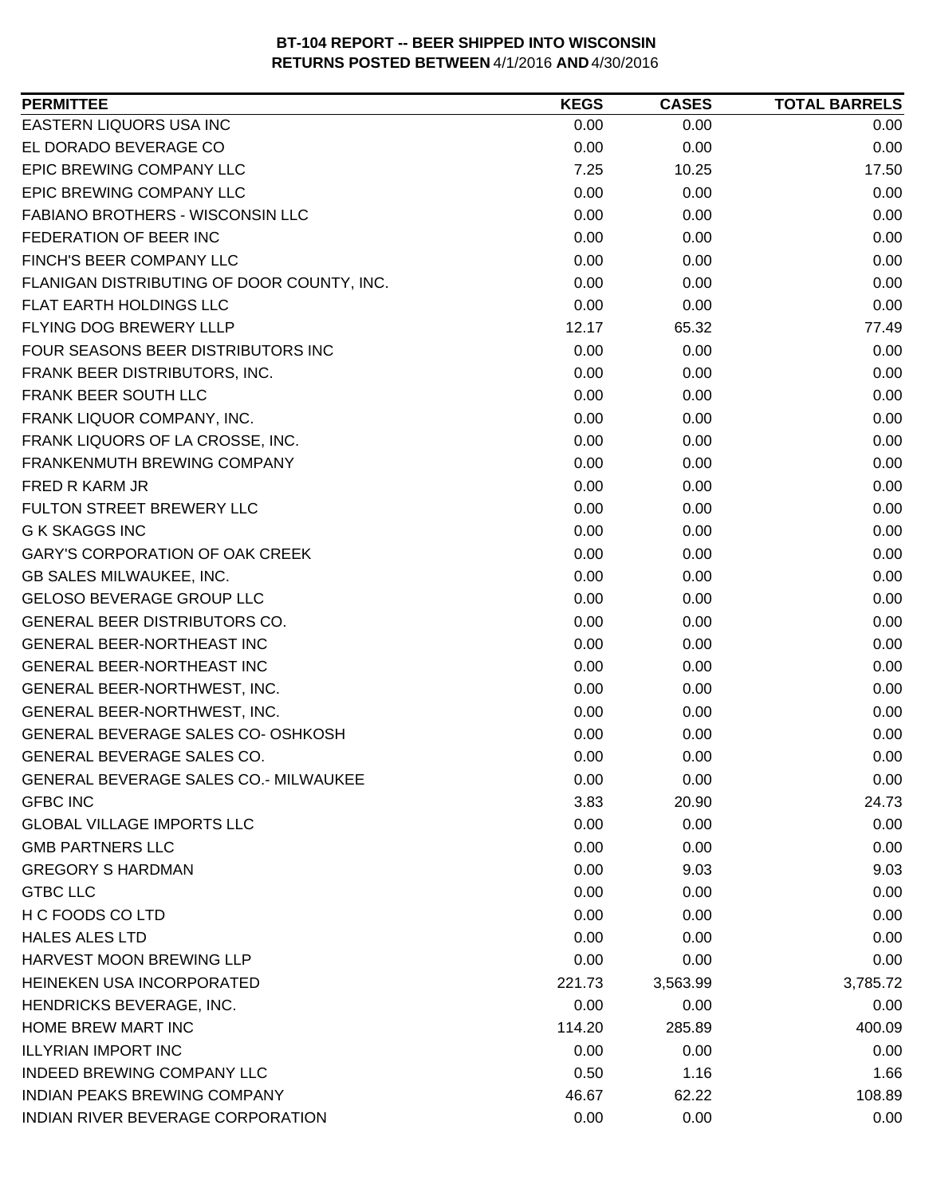**BT-104 REPORT -- BEER SHIPPED INTO WISCONSIN**
**RETURNS POSTED BETWEEN** 4/1/2016 **AND** 4/30/2016

| PERMITTEE | KEGS | CASES | TOTAL BARRELS |
|---|---|---|---|
| EASTERN LIQUORS USA INC | 0.00 | 0.00 | 0.00 |
| EL DORADO BEVERAGE CO | 0.00 | 0.00 | 0.00 |
| EPIC BREWING COMPANY LLC | 7.25 | 10.25 | 17.50 |
| EPIC BREWING COMPANY LLC | 0.00 | 0.00 | 0.00 |
| FABIANO BROTHERS - WISCONSIN LLC | 0.00 | 0.00 | 0.00 |
| FEDERATION OF BEER INC | 0.00 | 0.00 | 0.00 |
| FINCH'S BEER COMPANY LLC | 0.00 | 0.00 | 0.00 |
| FLANIGAN DISTRIBUTING OF DOOR COUNTY, INC. | 0.00 | 0.00 | 0.00 |
| FLAT EARTH HOLDINGS LLC | 0.00 | 0.00 | 0.00 |
| FLYING DOG BREWERY LLLP | 12.17 | 65.32 | 77.49 |
| FOUR SEASONS BEER DISTRIBUTORS INC | 0.00 | 0.00 | 0.00 |
| FRANK BEER DISTRIBUTORS, INC. | 0.00 | 0.00 | 0.00 |
| FRANK BEER SOUTH LLC | 0.00 | 0.00 | 0.00 |
| FRANK LIQUOR COMPANY, INC. | 0.00 | 0.00 | 0.00 |
| FRANK LIQUORS OF LA CROSSE, INC. | 0.00 | 0.00 | 0.00 |
| FRANKENMUTH BREWING COMPANY | 0.00 | 0.00 | 0.00 |
| FRED R KARM JR | 0.00 | 0.00 | 0.00 |
| FULTON STREET BREWERY LLC | 0.00 | 0.00 | 0.00 |
| G K SKAGGS INC | 0.00 | 0.00 | 0.00 |
| GARY'S CORPORATION OF OAK CREEK | 0.00 | 0.00 | 0.00 |
| GB SALES MILWAUKEE, INC. | 0.00 | 0.00 | 0.00 |
| GELOSO BEVERAGE GROUP LLC | 0.00 | 0.00 | 0.00 |
| GENERAL BEER DISTRIBUTORS CO. | 0.00 | 0.00 | 0.00 |
| GENERAL BEER-NORTHEAST INC | 0.00 | 0.00 | 0.00 |
| GENERAL BEER-NORTHEAST INC | 0.00 | 0.00 | 0.00 |
| GENERAL BEER-NORTHWEST, INC. | 0.00 | 0.00 | 0.00 |
| GENERAL BEER-NORTHWEST, INC. | 0.00 | 0.00 | 0.00 |
| GENERAL BEVERAGE SALES CO- OSHKOSH | 0.00 | 0.00 | 0.00 |
| GENERAL BEVERAGE SALES CO. | 0.00 | 0.00 | 0.00 |
| GENERAL BEVERAGE SALES CO.- MILWAUKEE | 0.00 | 0.00 | 0.00 |
| GFBC INC | 3.83 | 20.90 | 24.73 |
| GLOBAL VILLAGE IMPORTS LLC | 0.00 | 0.00 | 0.00 |
| GMB PARTNERS LLC | 0.00 | 0.00 | 0.00 |
| GREGORY S HARDMAN | 0.00 | 9.03 | 9.03 |
| GTBC LLC | 0.00 | 0.00 | 0.00 |
| H C FOODS CO LTD | 0.00 | 0.00 | 0.00 |
| HALES ALES LTD | 0.00 | 0.00 | 0.00 |
| HARVEST MOON BREWING LLP | 0.00 | 0.00 | 0.00 |
| HEINEKEN USA INCORPORATED | 221.73 | 3,563.99 | 3,785.72 |
| HENDRICKS BEVERAGE, INC. | 0.00 | 0.00 | 0.00 |
| HOME BREW MART INC | 114.20 | 285.89 | 400.09 |
| ILLYRIAN IMPORT INC | 0.00 | 0.00 | 0.00 |
| INDEED BREWING COMPANY LLC | 0.50 | 1.16 | 1.66 |
| INDIAN PEAKS BREWING COMPANY | 46.67 | 62.22 | 108.89 |
| INDIAN RIVER BEVERAGE CORPORATION | 0.00 | 0.00 | 0.00 |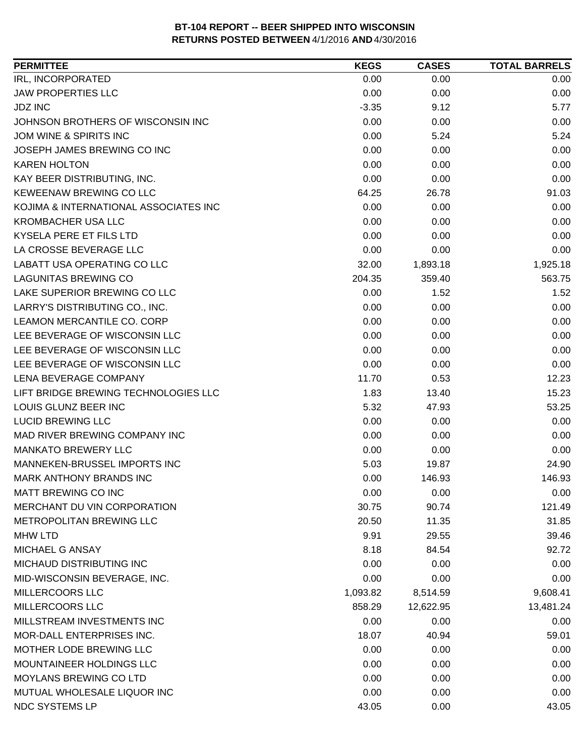**BT-104 REPORT -- BEER SHIPPED INTO WISCONSIN**
**RETURNS POSTED BETWEEN** 4/1/2016 **AND** 4/30/2016

| PERMITTEE | KEGS | CASES | TOTAL BARRELS |
|---|---|---|---|
| IRL, INCORPORATED | 0.00 | 0.00 | 0.00 |
| JAW PROPERTIES LLC | 0.00 | 0.00 | 0.00 |
| JDZ INC | -3.35 | 9.12 | 5.77 |
| JOHNSON BROTHERS OF WISCONSIN INC | 0.00 | 0.00 | 0.00 |
| JOM WINE & SPIRITS INC | 0.00 | 5.24 | 5.24 |
| JOSEPH JAMES BREWING CO INC | 0.00 | 0.00 | 0.00 |
| KAREN HOLTON | 0.00 | 0.00 | 0.00 |
| KAY BEER DISTRIBUTING, INC. | 0.00 | 0.00 | 0.00 |
| KEWEENAW BREWING CO LLC | 64.25 | 26.78 | 91.03 |
| KOJIMA & INTERNATIONAL ASSOCIATES INC | 0.00 | 0.00 | 0.00 |
| KROMBACHER USA LLC | 0.00 | 0.00 | 0.00 |
| KYSELA PERE ET FILS LTD | 0.00 | 0.00 | 0.00 |
| LA CROSSE BEVERAGE LLC | 0.00 | 0.00 | 0.00 |
| LABATT USA OPERATING CO LLC | 32.00 | 1,893.18 | 1,925.18 |
| LAGUNITAS BREWING CO | 204.35 | 359.40 | 563.75 |
| LAKE SUPERIOR BREWING CO LLC | 0.00 | 1.52 | 1.52 |
| LARRY'S DISTRIBUTING CO., INC. | 0.00 | 0.00 | 0.00 |
| LEAMON MERCANTILE CO. CORP | 0.00 | 0.00 | 0.00 |
| LEE BEVERAGE OF WISCONSIN LLC | 0.00 | 0.00 | 0.00 |
| LEE BEVERAGE OF WISCONSIN LLC | 0.00 | 0.00 | 0.00 |
| LEE BEVERAGE OF WISCONSIN LLC | 0.00 | 0.00 | 0.00 |
| LENA BEVERAGE COMPANY | 11.70 | 0.53 | 12.23 |
| LIFT BRIDGE BREWING TECHNOLOGIES LLC | 1.83 | 13.40 | 15.23 |
| LOUIS GLUNZ BEER INC | 5.32 | 47.93 | 53.25 |
| LUCID BREWING LLC | 0.00 | 0.00 | 0.00 |
| MAD RIVER BREWING COMPANY INC | 0.00 | 0.00 | 0.00 |
| MANKATO BREWERY LLC | 0.00 | 0.00 | 0.00 |
| MANNEKEN-BRUSSEL IMPORTS INC | 5.03 | 19.87 | 24.90 |
| MARK ANTHONY BRANDS INC | 0.00 | 146.93 | 146.93 |
| MATT BREWING CO INC | 0.00 | 0.00 | 0.00 |
| MERCHANT DU VIN CORPORATION | 30.75 | 90.74 | 121.49 |
| METROPOLITAN BREWING LLC | 20.50 | 11.35 | 31.85 |
| MHW LTD | 9.91 | 29.55 | 39.46 |
| MICHAEL G ANSAY | 8.18 | 84.54 | 92.72 |
| MICHAUD DISTRIBUTING INC | 0.00 | 0.00 | 0.00 |
| MID-WISCONSIN BEVERAGE, INC. | 0.00 | 0.00 | 0.00 |
| MILLERCOORS LLC | 1,093.82 | 8,514.59 | 9,608.41 |
| MILLERCOORS LLC | 858.29 | 12,622.95 | 13,481.24 |
| MILLSTREAM INVESTMENTS INC | 0.00 | 0.00 | 0.00 |
| MOR-DALL ENTERPRISES INC. | 18.07 | 40.94 | 59.01 |
| MOTHER LODE BREWING LLC | 0.00 | 0.00 | 0.00 |
| MOUNTAINEER HOLDINGS LLC | 0.00 | 0.00 | 0.00 |
| MOYLANS BREWING CO LTD | 0.00 | 0.00 | 0.00 |
| MUTUAL WHOLESALE LIQUOR INC | 0.00 | 0.00 | 0.00 |
| NDC SYSTEMS LP | 43.05 | 0.00 | 43.05 |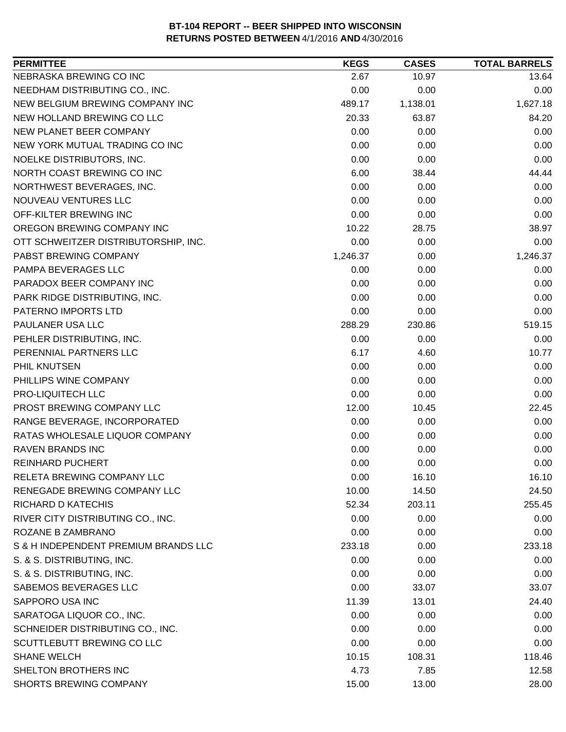**BT-104 REPORT -- BEER SHIPPED INTO WISCONSIN**
**RETURNS POSTED BETWEEN** 4/1/2016 **AND** 4/30/2016

| PERMITTEE | KEGS | CASES | TOTAL BARRELS |
|---|---|---|---|
| NEBRASKA BREWING CO INC | 2.67 | 10.97 | 13.64 |
| NEEDHAM DISTRIBUTING CO., INC. | 0.00 | 0.00 | 0.00 |
| NEW BELGIUM BREWING COMPANY INC | 489.17 | 1,138.01 | 1,627.18 |
| NEW HOLLAND BREWING CO LLC | 20.33 | 63.87 | 84.20 |
| NEW PLANET BEER COMPANY | 0.00 | 0.00 | 0.00 |
| NEW YORK MUTUAL TRADING CO INC | 0.00 | 0.00 | 0.00 |
| NOELKE DISTRIBUTORS, INC. | 0.00 | 0.00 | 0.00 |
| NORTH COAST BREWING CO INC | 6.00 | 38.44 | 44.44 |
| NORTHWEST BEVERAGES, INC. | 0.00 | 0.00 | 0.00 |
| NOUVEAU VENTURES LLC | 0.00 | 0.00 | 0.00 |
| OFF-KILTER BREWING INC | 0.00 | 0.00 | 0.00 |
| OREGON BREWING COMPANY INC | 10.22 | 28.75 | 38.97 |
| OTT SCHWEITZER DISTRIBUTORSHIP, INC. | 0.00 | 0.00 | 0.00 |
| PABST BREWING COMPANY | 1,246.37 | 0.00 | 1,246.37 |
| PAMPA BEVERAGES LLC | 0.00 | 0.00 | 0.00 |
| PARADOX BEER COMPANY INC | 0.00 | 0.00 | 0.00 |
| PARK RIDGE DISTRIBUTING, INC. | 0.00 | 0.00 | 0.00 |
| PATERNO IMPORTS LTD | 0.00 | 0.00 | 0.00 |
| PAULANER USA LLC | 288.29 | 230.86 | 519.15 |
| PEHLER DISTRIBUTING, INC. | 0.00 | 0.00 | 0.00 |
| PERENNIAL PARTNERS LLC | 6.17 | 4.60 | 10.77 |
| PHIL KNUTSEN | 0.00 | 0.00 | 0.00 |
| PHILLIPS WINE COMPANY | 0.00 | 0.00 | 0.00 |
| PRO-LIQUITECH LLC | 0.00 | 0.00 | 0.00 |
| PROST BREWING COMPANY LLC | 12.00 | 10.45 | 22.45 |
| RANGE BEVERAGE, INCORPORATED | 0.00 | 0.00 | 0.00 |
| RATAS WHOLESALE LIQUOR COMPANY | 0.00 | 0.00 | 0.00 |
| RAVEN BRANDS INC | 0.00 | 0.00 | 0.00 |
| REINHARD PUCHERT | 0.00 | 0.00 | 0.00 |
| RELETA BREWING COMPANY LLC | 0.00 | 16.10 | 16.10 |
| RENEGADE BREWING COMPANY LLC | 10.00 | 14.50 | 24.50 |
| RICHARD D KATECHIS | 52.34 | 203.11 | 255.45 |
| RIVER CITY DISTRIBUTING CO., INC. | 0.00 | 0.00 | 0.00 |
| ROZANE B ZAMBRANO | 0.00 | 0.00 | 0.00 |
| S & H INDEPENDENT PREMIUM BRANDS LLC | 233.18 | 0.00 | 233.18 |
| S. & S. DISTRIBUTING, INC. | 0.00 | 0.00 | 0.00 |
| S. & S. DISTRIBUTING, INC. | 0.00 | 0.00 | 0.00 |
| SABEMOS BEVERAGES LLC | 0.00 | 33.07 | 33.07 |
| SAPPORO USA INC | 11.39 | 13.01 | 24.40 |
| SARATOGA LIQUOR CO., INC. | 0.00 | 0.00 | 0.00 |
| SCHNEIDER DISTRIBUTING CO., INC. | 0.00 | 0.00 | 0.00 |
| SCUTTLEBUTT BREWING CO LLC | 0.00 | 0.00 | 0.00 |
| SHANE WELCH | 10.15 | 108.31 | 118.46 |
| SHELTON BROTHERS INC | 4.73 | 7.85 | 12.58 |
| SHORTS BREWING COMPANY | 15.00 | 13.00 | 28.00 |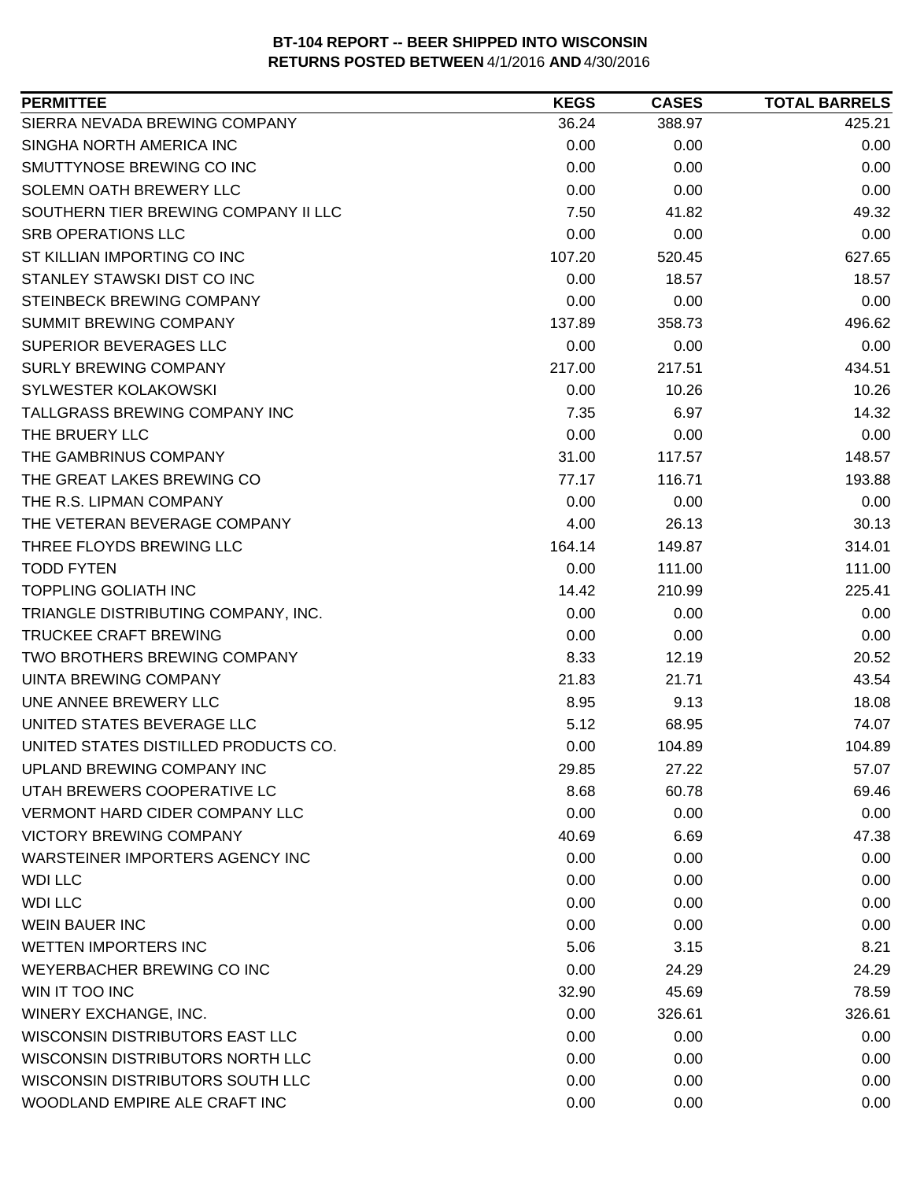**BT-104 REPORT -- BEER SHIPPED INTO WISCONSIN**
**RETURNS POSTED BETWEEN** 4/1/2016 **AND** 4/30/2016

| PERMITTEE | KEGS | CASES | TOTAL BARRELS |
|---|---|---|---|
| SIERRA NEVADA BREWING COMPANY | 36.24 | 388.97 | 425.21 |
| SINGHA NORTH AMERICA INC | 0.00 | 0.00 | 0.00 |
| SMUTTYNOSE BREWING CO INC | 0.00 | 0.00 | 0.00 |
| SOLEMN OATH BREWERY LLC | 0.00 | 0.00 | 0.00 |
| SOUTHERN TIER BREWING COMPANY II LLC | 7.50 | 41.82 | 49.32 |
| SRB OPERATIONS LLC | 0.00 | 0.00 | 0.00 |
| ST KILLIAN IMPORTING CO INC | 107.20 | 520.45 | 627.65 |
| STANLEY STAWSKI DIST CO INC | 0.00 | 18.57 | 18.57 |
| STEINBECK BREWING COMPANY | 0.00 | 0.00 | 0.00 |
| SUMMIT BREWING COMPANY | 137.89 | 358.73 | 496.62 |
| SUPERIOR BEVERAGES LLC | 0.00 | 0.00 | 0.00 |
| SURLY BREWING COMPANY | 217.00 | 217.51 | 434.51 |
| SYLWESTER KOLAKOWSKI | 0.00 | 10.26 | 10.26 |
| TALLGRASS BREWING COMPANY INC | 7.35 | 6.97 | 14.32 |
| THE BRUERY LLC | 0.00 | 0.00 | 0.00 |
| THE GAMBRINUS COMPANY | 31.00 | 117.57 | 148.57 |
| THE GREAT LAKES BREWING CO | 77.17 | 116.71 | 193.88 |
| THE R.S. LIPMAN COMPANY | 0.00 | 0.00 | 0.00 |
| THE VETERAN BEVERAGE COMPANY | 4.00 | 26.13 | 30.13 |
| THREE FLOYDS BREWING LLC | 164.14 | 149.87 | 314.01 |
| TODD FYTEN | 0.00 | 111.00 | 111.00 |
| TOPPLING GOLIATH INC | 14.42 | 210.99 | 225.41 |
| TRIANGLE DISTRIBUTING COMPANY, INC. | 0.00 | 0.00 | 0.00 |
| TRUCKEE CRAFT BREWING | 0.00 | 0.00 | 0.00 |
| TWO BROTHERS BREWING COMPANY | 8.33 | 12.19 | 20.52 |
| UINTA BREWING COMPANY | 21.83 | 21.71 | 43.54 |
| UNE ANNEE BREWERY LLC | 8.95 | 9.13 | 18.08 |
| UNITED STATES BEVERAGE LLC | 5.12 | 68.95 | 74.07 |
| UNITED STATES DISTILLED PRODUCTS CO. | 0.00 | 104.89 | 104.89 |
| UPLAND BREWING COMPANY INC | 29.85 | 27.22 | 57.07 |
| UTAH BREWERS COOPERATIVE LC | 8.68 | 60.78 | 69.46 |
| VERMONT HARD CIDER COMPANY LLC | 0.00 | 0.00 | 0.00 |
| VICTORY BREWING COMPANY | 40.69 | 6.69 | 47.38 |
| WARSTEINER IMPORTERS AGENCY INC | 0.00 | 0.00 | 0.00 |
| WDI LLC | 0.00 | 0.00 | 0.00 |
| WDI LLC | 0.00 | 0.00 | 0.00 |
| WEIN BAUER INC | 0.00 | 0.00 | 0.00 |
| WETTEN IMPORTERS INC | 5.06 | 3.15 | 8.21 |
| WEYERBACHER BREWING CO INC | 0.00 | 24.29 | 24.29 |
| WIN IT TOO INC | 32.90 | 45.69 | 78.59 |
| WINERY EXCHANGE, INC. | 0.00 | 326.61 | 326.61 |
| WISCONSIN DISTRIBUTORS EAST LLC | 0.00 | 0.00 | 0.00 |
| WISCONSIN DISTRIBUTORS NORTH LLC | 0.00 | 0.00 | 0.00 |
| WISCONSIN DISTRIBUTORS SOUTH LLC | 0.00 | 0.00 | 0.00 |
| WOODLAND EMPIRE ALE CRAFT INC | 0.00 | 0.00 | 0.00 |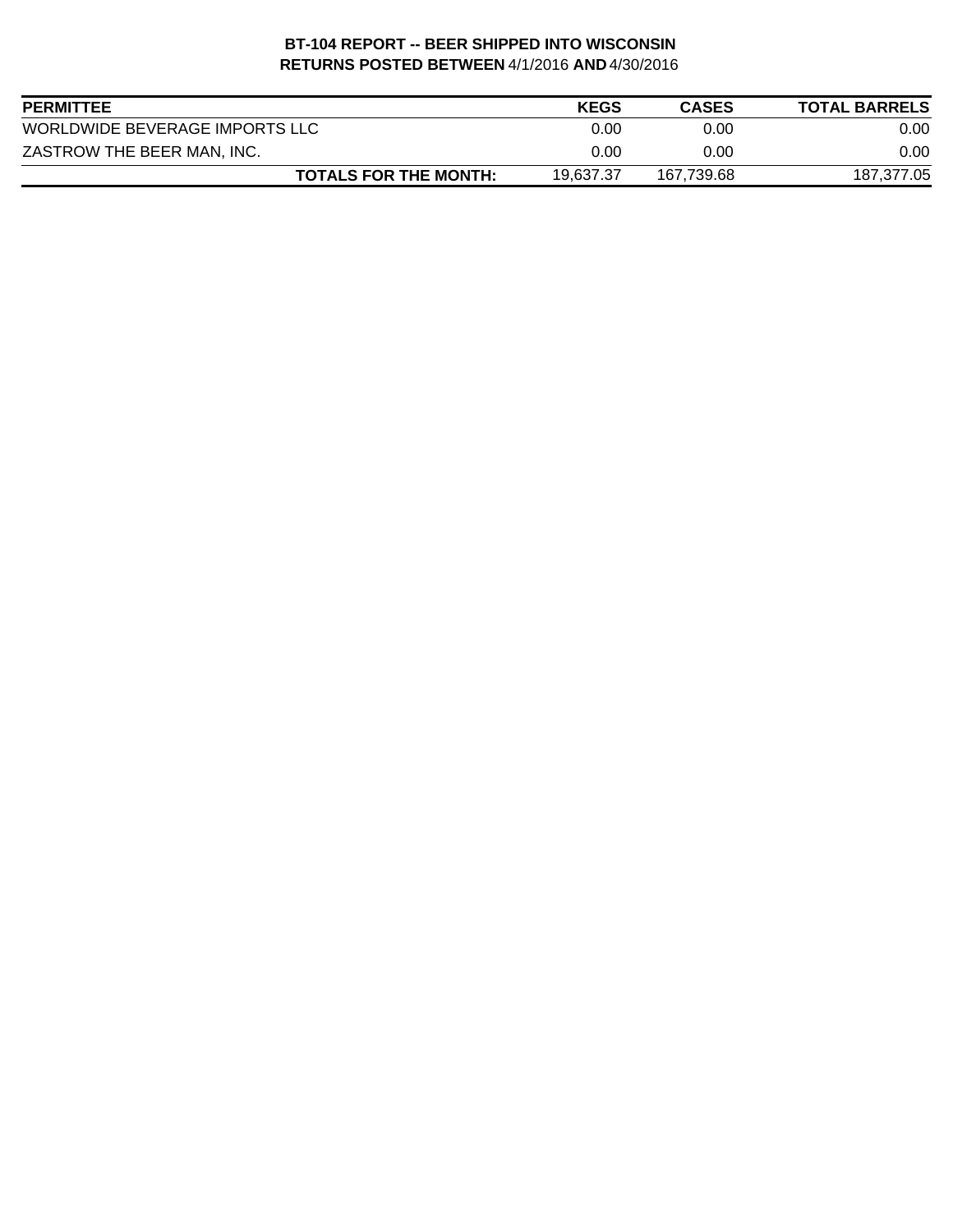**BT-104 REPORT -- BEER SHIPPED INTO WISCONSIN**
**RETURNS POSTED BETWEEN** 4/1/2016 **AND** 4/30/2016

| PERMITTEE | KEGS | CASES | TOTAL BARRELS |
|---|---|---|---|
| WORLDWIDE BEVERAGE IMPORTS LLC | 0.00 | 0.00 | 0.00 |
| ZASTROW THE BEER MAN, INC. | 0.00 | 0.00 | 0.00 |
| **TOTALS FOR THE MONTH:** | 19,637.37 | 167,739.68 | 187,377.05 |